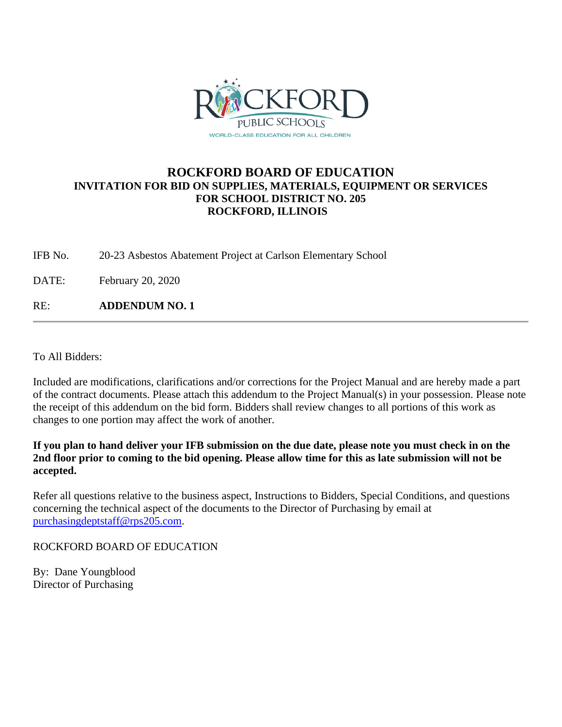# ROCKFORD BOARD OF EDUCATION

## INVITATION FOR BID ON SUPPLIES, MATERIALS, EQUIPMENT OR SERVICES FOR SCHOOL DISTRICT NO. 205 ROCKFORD, ILLINOIS

IFB No. 20-23 Asbestos Abatement Project at Carlson Elementary School

DATE: February 20, 2020

RE: **ADDENDUM NO. 1**

---

To All Bidders:

Included are modifications, clarifications and/or corrections for the Project Manual and are hereby made a part of the contract documents. Please attach this addendum to the Project Manual(s) in your possession. Please note the receipt of this addendum on the bid form. Bidders shall review changes to all portions of this work as changes to one portion may affect the work of another.

**If you plan to hand deliver your IFB submission on the due date, please note you must check in on the 2nd floor prior to coming to the bid opening. Please allow time for this as late submission will not be accepted.**

Refer all questions relative to the business aspect, Instructions to Bidders, Special Conditions, and questions concerning the technical aspect of the documents to the Director of Purchasing by email at purchasingdeptstaff@rps205.com.

ROCKFORD BOARD OF EDUCATION

By: Dane Youngblood
Director of Purchasing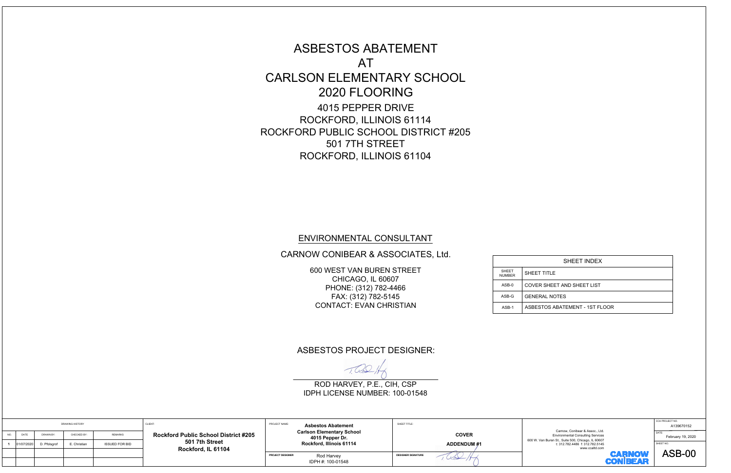# ASBESTOS ABATEMENT
# AT
# CARLSON ELEMENTARY SCHOOL
# 2020 FLOORING

4015 PEPPER DRIVE
ROCKFORD, ILLINOIS 61114
ROCKFORD PUBLIC SCHOOL DISTRICT #205
501 7TH STREET
ROCKFORD, ILLINOIS 61104

## ENVIRONMENTAL CONSULTANT

CARNOW CONIBEAR & ASSOCIATES, Ltd.

600 WEST VAN BUREN STREET
CHICAGO, IL 60607
PHONE: (312) 782-4466
FAX: (312) 782-5145
CONTACT: EVAN CHRISTIAN

| SHEET INDEX | |
|---|---|
| SHEET NUMBER | SHEET TITLE |
| ASB-0 | COVER SHEET AND SHEET LIST |
| ASB-G | GENERAL NOTES |
| ASB-1 | ASBESTOS ABATEMENT - 1ST FLOOR |

## ASBESTOS PROJECT DESIGNER:

ROD HARVEY, P.E., CIH, CSP
IDPH LICENSE NUMBER: 100-01548

| DRAWING HISTORY | | | | |
|---|---|---|---|---|
| NO. | DATE | DRAWN BY: | CHECKED BY: | REMARKS |
| 1 | 01/07/2020 | D. Pfolsgrof | E. Christian | ISSUED FOR BID |

CLIENT: **Rockford Public School District #205**
**501 7th Street**
**Rockford, IL 61104**

PROJECT NAME: **Asbestos Abatement**
**Carlson Elementary School**
**4015 Pepper Dr.**
**Rockford, Illinois 61114**

PROJECT DESIGNER: Rod Harvey
IDPH #: 100-01548

SHEET TITLE: **COVER**
**ADDENDUM #1**

DESIGNER SIGNATURE

Carnow, Conibear & Assoc., Ltd.
Environmental Consulting Services
600 W. Van Buren St., Suite 500, Chicago, IL 60607
t: 312.782.4466 f: 312.782.5145
www.ccaltd.com

CARNOW CONIBEAR

CCA PROJECT NO: A139670152
DATE: February 19, 2020
SHEET NO: ASB-00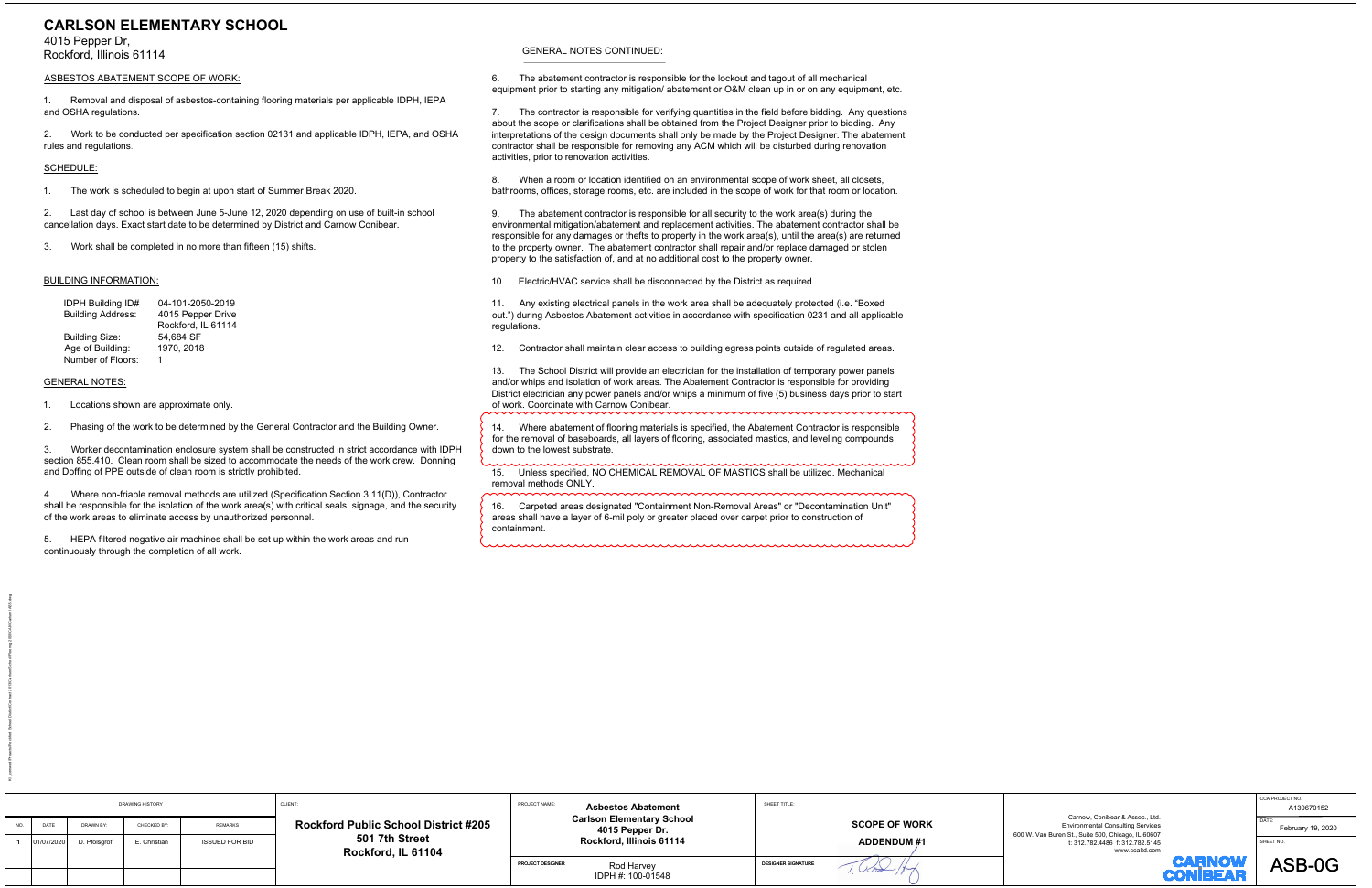# CARLSON ELEMENTARY SCHOOL

4015 Pepper Dr,
Rockford, Illinois 61114

## ASBESTOS ABATEMENT SCOPE OF WORK:

1. Removal and disposal of asbestos-containing flooring materials per applicable IDPH, IEPA and OSHA regulations.

2. Work to be conducted per specification section 02131 and applicable IDPH, IEPA, and OSHA rules and regulations.

## SCHEDULE:

1. The work is scheduled to begin at upon start of Summer Break 2020.

2. Last day of school is between June 5-June 12, 2020 depending on use of built-in school cancellation days. Exact start date to be determined by District and Carnow Conibear.

3. Work shall be completed in no more than fifteen (15) shifts.

## BUILDING INFORMATION:

| | |
|---|---|
| IDPH Building ID# | 04-101-2050-2019 |
| Building Address: | 4015 Pepper Drive Rockford, IL 61114 |
| Building Size: | 54,684 SF |
| Age of Building: | 1970, 2018 |
| Number of Floors: | 1 |

## GENERAL NOTES:

1. Locations shown are approximate only.

2. Phasing of the work to be determined by the General Contractor and the Building Owner.

3. Worker decontamination enclosure system shall be constructed in strict accordance with IDPH section 855.410. Clean room shall be sized to accommodate the needs of the work crew. Donning and Doffing of PPE outside of clean room is strictly prohibited.

4. Where non-friable removal methods are utilized (Specification Section 3.11(D)), Contractor shall be responsible for the isolation of the work area(s) with critical seals, signage, and the security of the work areas to eliminate access by unauthorized personnel.

5. HEPA filtered negative air machines shall be set up within the work areas and run continuously through the completion of all work.

## GENERAL NOTES CONTINUED:

6. The abatement contractor is responsible for the lockout and tagout of all mechanical equipment prior to starting any mitigation/ abatement or O&M clean up in or on any equipment, etc.

7. The contractor is responsible for verifying quantities in the field before bidding. Any questions about the scope or clarifications shall be obtained from the Project Designer prior to bidding. Any interpretations of the design documents shall only be made by the Project Designer. The abatement contractor shall be responsible for removing any ACM which will be disturbed during renovation activities, prior to renovation activities.

8. When a room or location identified on an environmental scope of work sheet, all closets, bathrooms, offices, storage rooms, etc. are included in the scope of work for that room or location.

9. The abatement contractor is responsible for all security to the work area(s) during the environmental mitigation/abatement and replacement activities. The abatement contractor shall be responsible for any damages or thefts to property in the work area(s), until the area(s) are returned to the property owner. The abatement contractor shall repair and/or replace damaged or stolen property to the satisfaction of, and at no additional cost to the property owner.

10. Electric/HVAC service shall be disconnected by the District as required.

11. Any existing electrical panels in the work area shall be adequately protected (i.e. "Boxed out.") during Asbestos Abatement activities in accordance with specification 0231 and all applicable regulations.

12. Contractor shall maintain clear access to building egress points outside of regulated areas.

13. The School District will provide an electrician for the installation of temporary power panels and/or whips and isolation of work areas. The Abatement Contractor is responsible for providing District electrician any power panels and/or whips a minimum of five (5) business days prior to start of work. Coordinate with Carnow Conibear.

14. Where abatement of flooring materials is specified, the Abatement Contractor is responsible for the removal of baseboards, all layers of flooring, associated mastics, and leveling compounds down to the lowest substrate.

15. Unless specified, NO CHEMICAL REMOVAL OF MASTICS shall be utilized. Mechanical removal methods ONLY.

16. Carpeted areas designated "Containment Non-Removal Areas" or "Decontamination Unit" areas shall have a layer of 6-mil poly or greater placed over carpet prior to construction of containment.

| DRAWING HISTORY | | | | |
|---|---|---|---|---|
| NO. | DATE | DRAWN BY: | CHECKED BY: | REMARKS |
| 1 | 01/07/2020 | D. Pfolsgrof | E. Christian | ISSUED FOR BID |

CLIENT: **Rockford Public School District #205**, 501 7th Street, Rockford, IL 61104

PROJECT NAME: **Asbestos Abatement**, **Carlson Elementary School**, 4015 Pepper Dr., Rockford, Illinois 61114

PROJECT DESIGNER: Rod Harvey, IDPH #: 100-01548

SHEET TITLE: **SCOPE OF WORK** **ADDENDUM #1**

DESIGNER SIGNATURE:

Carnow, Conibear & Assoc., Ltd.
Environmental Consulting Services
600 W. Van Buren St., Suite 500, Chicago, IL 60607
t: 312.782.4486 f: 312.782.5145
www.ccaltd.com

CARNOW CONIBEAR

CCA PROJECT NO.: A139670152

DATE: February 19, 2020

SHEET NO.: ASB-0G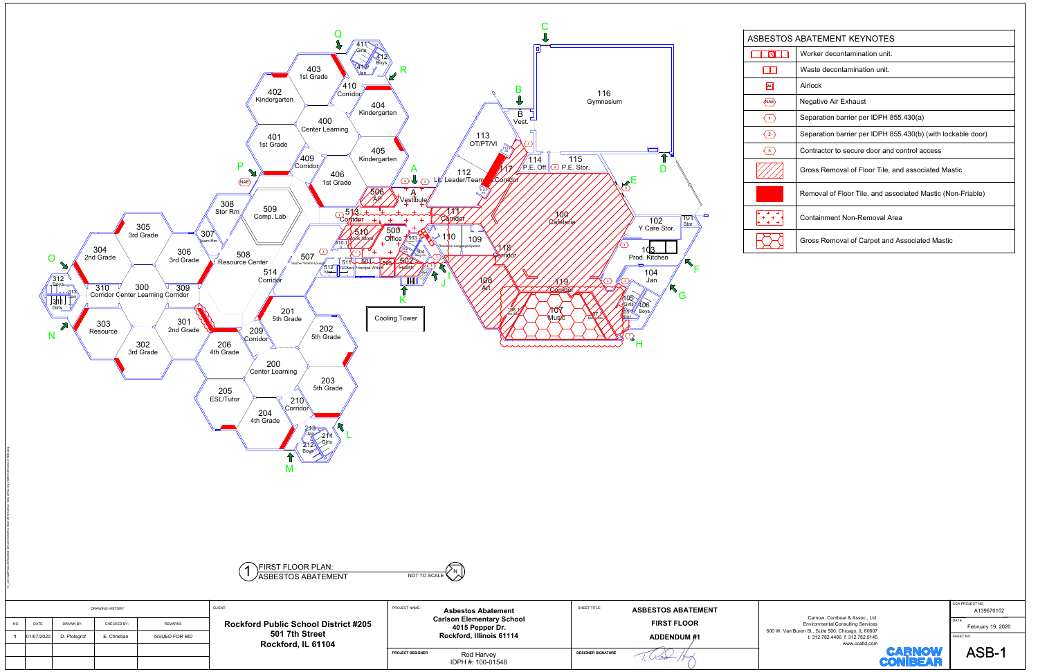# ASBESTOS ABATEMENT KEYNOTES

| Symbol | Description |
|---|---|
| | Worker decontamination unit. |
| | Waste decontamination unit. |
| AL | Airlock |
| NAE | Negative Air Exhaust |
| 1 | Separation barrier per IDPH 855.430(a) |
| 2 | Separation barrier per IDPH 855.430(b) (with lockable door) |
| 3 | Contractor to secure door and control access |
| | Gross Removal of Floor Tile, and associated Mastic |
| | Removal of Floor Tile, and associated Mastic (Non-Friable) |
| | Containment Non-Removal Area |
| | Gross Removal of Carpet and Associated Mastic |

403 1st Grade
410 Corridor
411 Girls
412 Boys
413 Jan
402 Kindergarten
404 Kindergarten
400 Center Learning
401 1st Grade
405 Kindergarten
409 Corridor
406 1st Grade
308 Stor Rm
509 Comp. Lab
305 3rd Grade
307 Team Rm
304 2nd Grade
306 3rd Grade
508 Resource Center
507 Teacher Work/Lounge
514 Corridor
312 Boys
313 Jan
311 Girls
310 Corridor
300 Center Learning
309 Corridor
303 Resource
301 2nd Grade
302 3rd Grade
201 5th Grade
209 Corridor
202 5th Grade
206 4th Grade
200 Center Learning
203 5th Grade
205 ESL/Tutor
210 Corridor
204 4th Grade
213 Jan
214 Girls
212 Boys
506 AP
A Vestibule
513 Corridor
510 Book Store
510.1
500 Office
503
504
505
501 Principal Wrk
502 Health
511
512 Mech.
111 Corridor
110
109 Resource Language/Speech
113 OT/PT/VI
112 Lit. Leader/Team
117 Corridor
114 P.E. Off.
115 P.E. Stor.
116 Gymnasium
B Vest.
100 Cafeteria
102 Y Care Stor.
101 Stor
103 Prod. Kitchen
104 Jan
105 Girls
106 Boys
105.1 Stor
118 Corridor
108 Art
119 Corridor
107 Music
Cooling Tower

A B C D E F G H I J K L M N O P Q R

1 FIRST FLOOR PLAN: ASBESTOS ABATEMENT
NOT TO SCALE
N

| DRAWING HISTORY | | | | |
|---|---|---|---|---|
| NO. | DATE | DRAWN BY: | CHECKED BY: | REMARKS |
| 1 | 01/07/2020 | D. Pfolsgrof | E. Christian | ISSUED FOR BID |

CLIENT: **Rockford Public School District #205**
**501 7th Street**
**Rockford, IL 61104**

PROJECT NAME: **Asbestos Abatement**
**Carlson Elementary School**
**4015 Pepper Dr.**
**Rockford, Illinois 61114**

PROJECT DESIGNER: Rod Harvey
IDPH #: 100-01548

SHEET TITLE: **ASBESTOS ABATEMENT**
**FIRST FLOOR**
**ADDENDUM #1**

DESIGNER SIGNATURE

Carnow, Conibear & Assoc., Ltd.
Environmental Consulting Services
600 W. Van Buren St., Suite 500, Chicago, IL 60607
t: 312.782.4486 f: 312.782.5145
www.ccaltd.com

CARNOW CONIBEAR

CCA PROJECT NO. A139670152
DATE: February 19, 2020
SHEET NO. **ASB-1**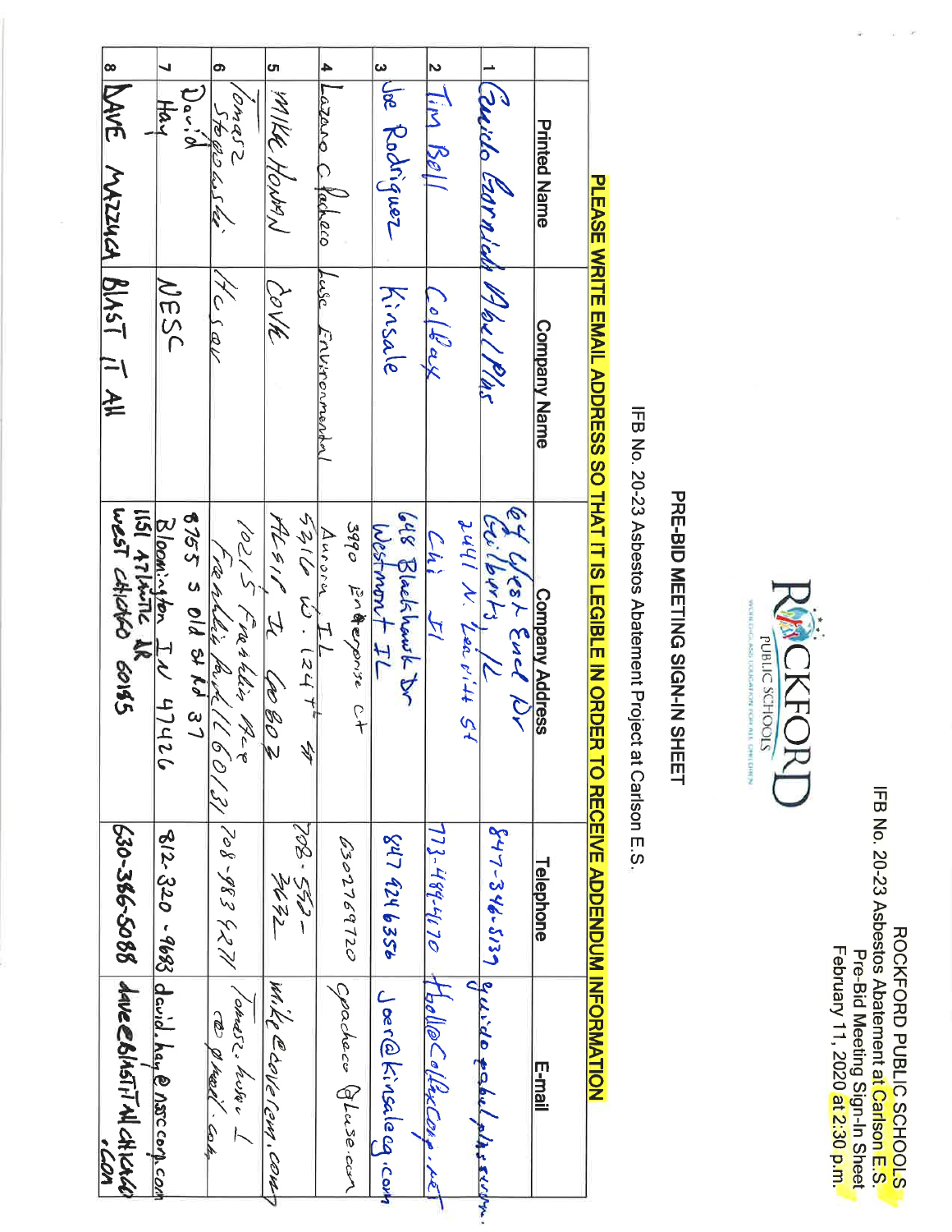ROCKFORD PUBLIC SCHOOLS
IFB No. 20-23 Asbestos Abatement at Carlson E.S.
Pre-Bid Meeting Sign-In Sheet
February 11, 2020 at 2:30 p.m.

ROCKFORD PUBLIC SCHOOLS

# PRE-BID MEETING SIGN-IN SHEET

IFB No. 20-23 Asbestos Abatement Project at Carlson E.S.

**PLEASE WRITE EMAIL ADDRESS SO THAT IT IS LEGIBLE IN ORDER TO RECEIVE ADDENDUM INFORMATION**

| | Printed Name | Company Name | Company Address | Telephone | E-mail |
|---|---|---|---|---|---|
| 1 | Guido Ezarnicki | Abel/Plus | 64 West End Dr Gilberts, IL | 847-346-5139 | guido@abelplusenv... |
| 2 | Tim Bell | Colfax | 2441 N. Leavitt St Chi IL | 773-490-4170 | tbell@ColfaxCorp.net |
| 3 | Joe Rodriguez | Kinsale | 648 Blackhawk Dr Westmont IL | 847 624 6356 | Joer@kinsaleeg.com |
| 4 | Lazaro C Pacheco | Luse Environmental | 3990 Enterprise Ct Aurora IL | 6302769720 | cpacheco@luse.com |
| 5 | Mike Honan | Cove | 5216 W. 124th St Alsip, IL 60803 | 708-552-3632 | mike@covecom.com |
| 6 | Tomasz Stogowski | Hcsav | 10215 Franklin Ave Franklin Park IL 60131 | 708-983-6271 | Tomasz.hcsav1@gmail.com |
| 7 | David Hay | NESC | 8755 S Old St Rd 37 Bloomington IN 47426 | 812-320-9683 | david.hay@nesccorp.com |
| 8 | DAVE MAZZUCA | BLAST IT ALL | 1151 ATLANTIC DR WEST CHICAGO 60185 | 630-386-5088 | dave@blastitallchicago.com |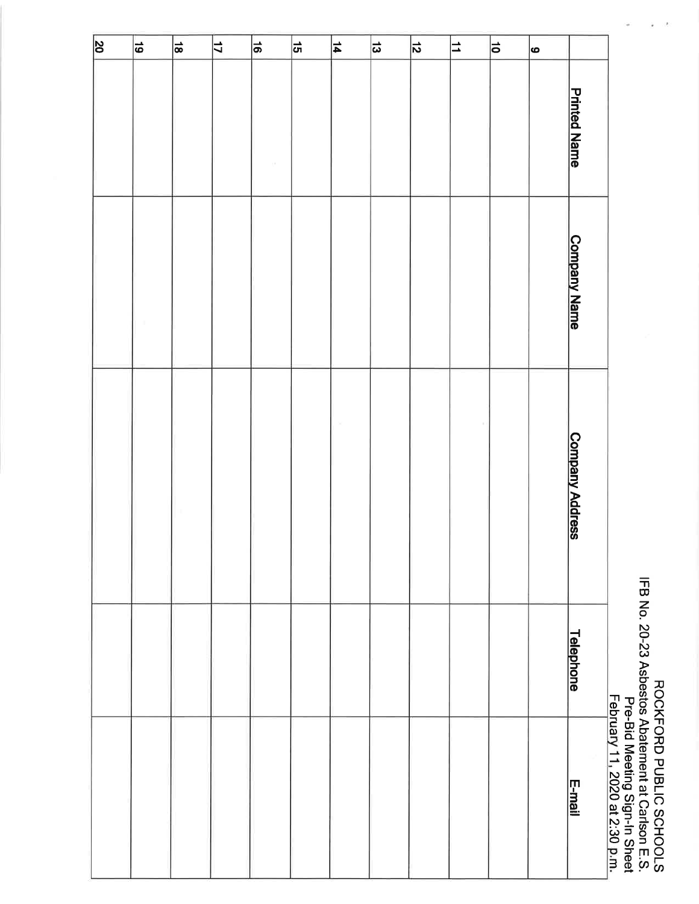ROCKFORD PUBLIC SCHOOLS
IFB No. 20-23 Asbestos Abatement at Carlson E.S.
Pre-Bid Meeting Sign-In Sheet
February 11, 2020 at 2:30 p.m.

| | Printed Name | Company Name | Company Address | Telephone | E-mail |
|---|---|---|---|---|---|
| 9 | | | | | |
| 10 | | | | | |
| 11 | | | | | |
| 12 | | | | | |
| 13 | | | | | |
| 14 | | | | | |
| 15 | | | | | |
| 16 | | | | | |
| 17 | | | | | |
| 18 | | | | | |
| 19 | | | | | |
| 20 | | | | | |